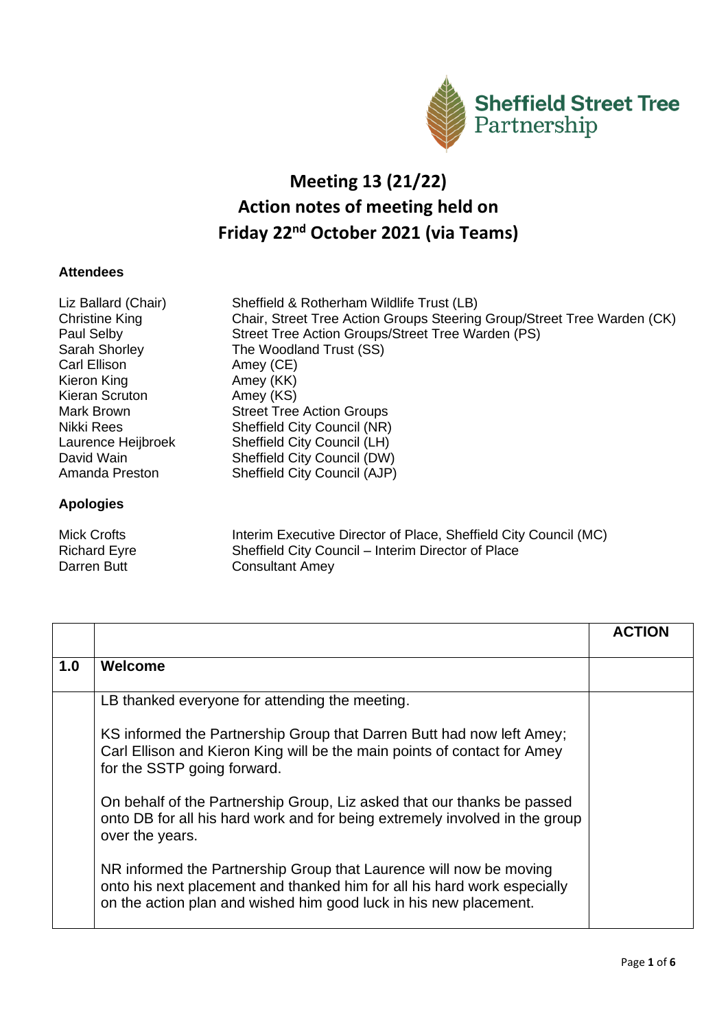Sheffield Street Tree Partnership

# Meeting 13 (21/22)
# Action notes of meeting held on
# Friday 22nd October 2021 (via Teams)

**Attendees**

| | |
|---|---|
| Liz Ballard (Chair) | Sheffield & Rotherham Wildlife Trust (LB) |
| Christine King | Chair, Street Tree Action Groups Steering Group/Street Tree Warden (CK) |
| Paul Selby | Street Tree Action Groups/Street Tree Warden (PS) |
| Sarah Shorley | The Woodland Trust (SS) |
| Carl Ellison | Amey (CE) |
| Kieron King | Amey (KK) |
| Kieran Scruton | Amey (KS) |
| Mark Brown | Street Tree Action Groups |
| Nikki Rees | Sheffield City Council (NR) |
| Laurence Heijbroek | Sheffield City Council (LH) |
| David Wain | Sheffield City Council (DW) |
| Amanda Preston | Sheffield City Council (AJP) |

**Apologies**

| | |
|---|---|
| Mick Crofts | Interim Executive Director of Place, Sheffield City Council (MC) |
| Richard Eyre | Sheffield City Council – Interim Director of Place |
| Darren Butt | Consultant Amey |

| | | ACTION |
|---|---|---|
| **1.0** | **Welcome** | |
| | LB thanked everyone for attending the meeting.<br><br>KS informed the Partnership Group that Darren Butt had now left Amey; Carl Ellison and Kieron King will be the main points of contact for Amey for the SSTP going forward.<br><br>On behalf of the Partnership Group, Liz asked that our thanks be passed onto DB for all his hard work and for being extremely involved in the group over the years.<br><br>NR informed the Partnership Group that Laurence will now be moving onto his next placement and thanked him for all his hard work especially on the action plan and wished him good luck in his new placement. | |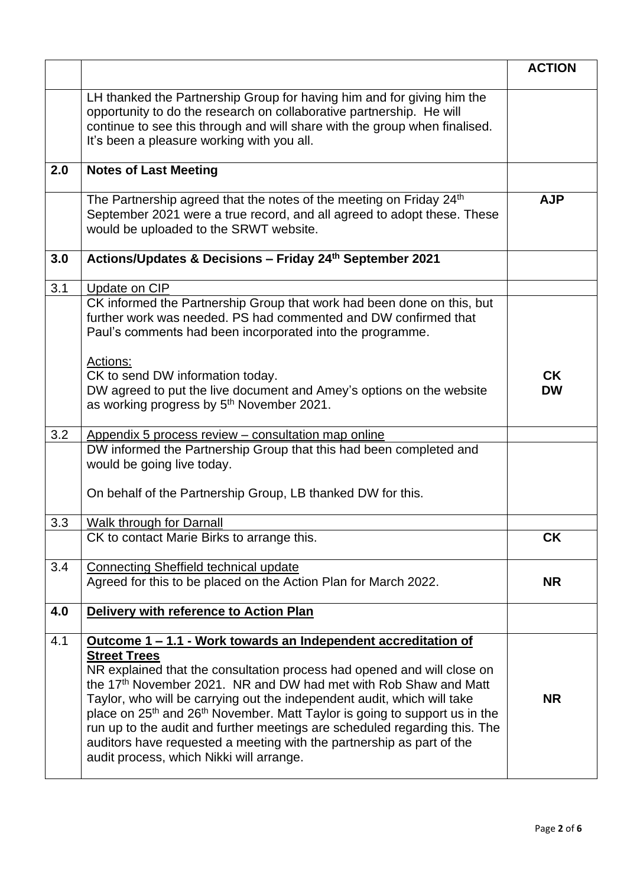| | | ACTION |
|---|---|---|
| | LH thanked the Partnership Group for having him and for giving him the opportunity to do the research on collaborative partnership. He will continue to see this through and will share with the group when finalised. It's been a pleasure working with you all. | |
| **2.0** | **Notes of Last Meeting** | |
| | The Partnership agreed that the notes of the meeting on Friday 24th September 2021 were a true record, and all agreed to adopt these. These would be uploaded to the SRWT website. | **AJP** |
| **3.0** | **Actions/Updates & Decisions – Friday 24th September 2021** | |
| 3.1 | Update on CIP | |
| | CK informed the Partnership Group that work had been done on this, but further work was needed. PS had commented and DW confirmed that Paul's comments had been incorporated into the programme.<br><br>Actions:<br>CK to send DW information today.<br>DW agreed to put the live document and Amey's options on the website as working progress by 5th November 2021. | **CK**<br>**DW** |
| 3.2 | Appendix 5 process review – consultation map online | |
| | DW informed the Partnership Group that this had been completed and would be going live today.<br><br>On behalf of the Partnership Group, LB thanked DW for this. | |
| 3.3 | Walk through for Darnall | |
| | CK to contact Marie Birks to arrange this. | **CK** |
| 3.4 | Connecting Sheffield technical update<br>Agreed for this to be placed on the Action Plan for March 2022. | **NR** |
| **4.0** | **Delivery with reference to Action Plan** | |
| 4.1 | **Outcome 1 – 1.1 - Work towards an Independent accreditation of Street Trees**<br>NR explained that the consultation process had opened and will close on the 17th November 2021. NR and DW had met with Rob Shaw and Matt Taylor, who will be carrying out the independent audit, which will take place on 25th and 26th November. Matt Taylor is going to support us in the run up to the audit and further meetings are scheduled regarding this. The auditors have requested a meeting with the partnership as part of the audit process, which Nikki will arrange. | **NR** |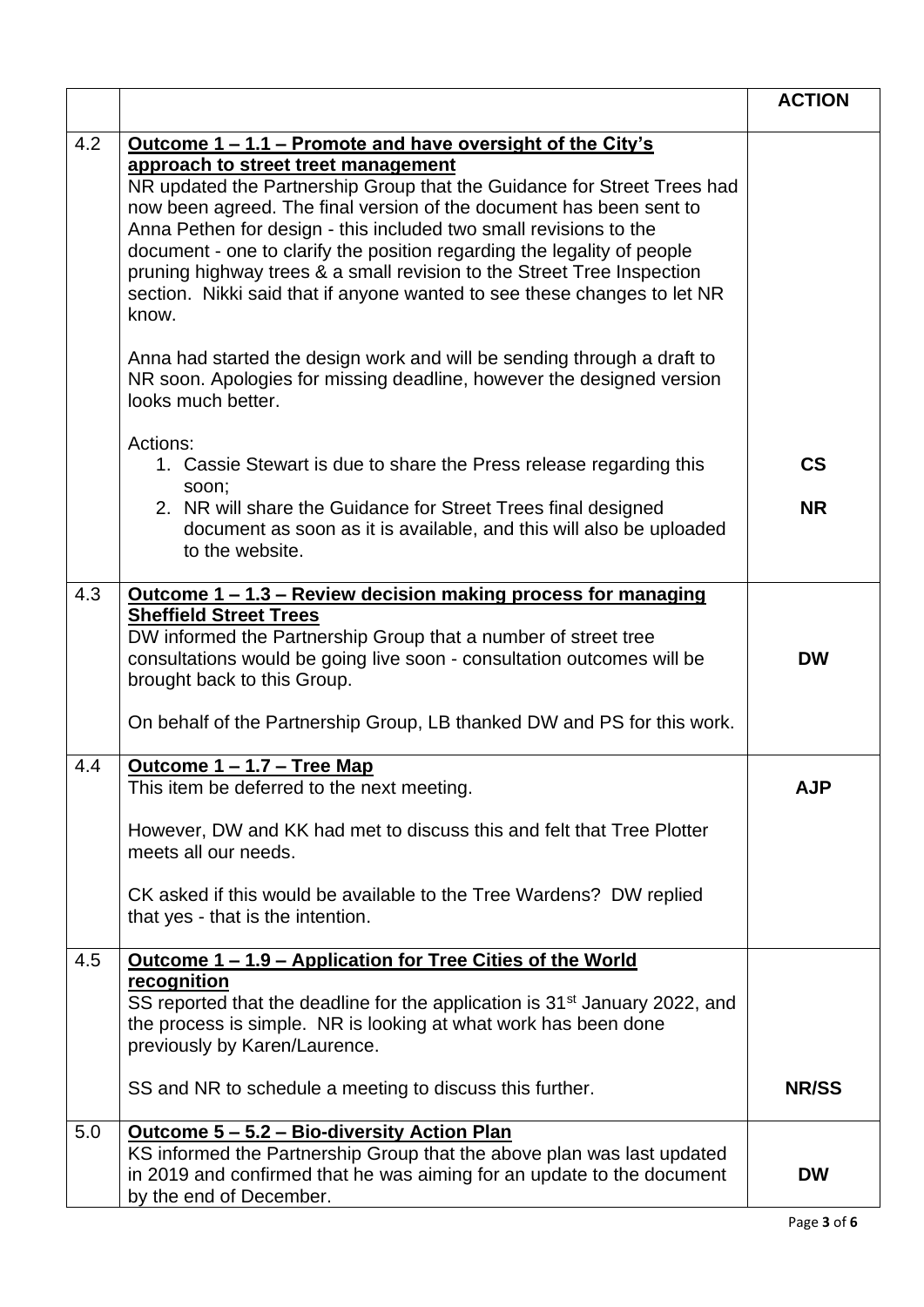| | | ACTION |
|---|---|---|
| 4.2 | **Outcome 1 – 1.1 – Promote and have oversight of the City's approach to street treet management**<br>NR updated the Partnership Group that the Guidance for Street Trees had now been agreed. The final version of the document has been sent to Anna Pethen for design - this included two small revisions to the document - one to clarify the position regarding the legality of people pruning highway trees & a small revision to the Street Tree Inspection section. Nikki said that if anyone wanted to see these changes to let NR know.<br><br>Anna had started the design work and will be sending through a draft to NR soon. Apologies for missing deadline, however the designed version looks much better.<br><br>Actions:<br>1. Cassie Stewart is due to share the Press release regarding this soon;<br>2. NR will share the Guidance for Street Trees final designed document as soon as it is available, and this will also be uploaded to the website. | **CS**<br><br>**NR** |
| 4.3 | **Outcome 1 – 1.3 – Review decision making process for managing Sheffield Street Trees**<br>DW informed the Partnership Group that a number of street tree consultations would be going live soon - consultation outcomes will be brought back to this Group.<br><br>On behalf of the Partnership Group, LB thanked DW and PS for this work. | **DW** |
| 4.4 | **Outcome 1 – 1.7 – Tree Map**<br>This item be deferred to the next meeting.<br><br>However, DW and KK had met to discuss this and felt that Tree Plotter meets all our needs.<br><br>CK asked if this would be available to the Tree Wardens? DW replied that yes - that is the intention. | **AJP** |
| 4.5 | **Outcome 1 – 1.9 – Application for Tree Cities of the World recognition**<br>SS reported that the deadline for the application is 31st January 2022, and the process is simple. NR is looking at what work has been done previously by Karen/Laurence.<br><br>SS and NR to schedule a meeting to discuss this further. | **NR/SS** |
| 5.0 | **Outcome 5 – 5.2 – Bio-diversity Action Plan**<br>KS informed the Partnership Group that the above plan was last updated in 2019 and confirmed that he was aiming for an update to the document by the end of December. | **DW** |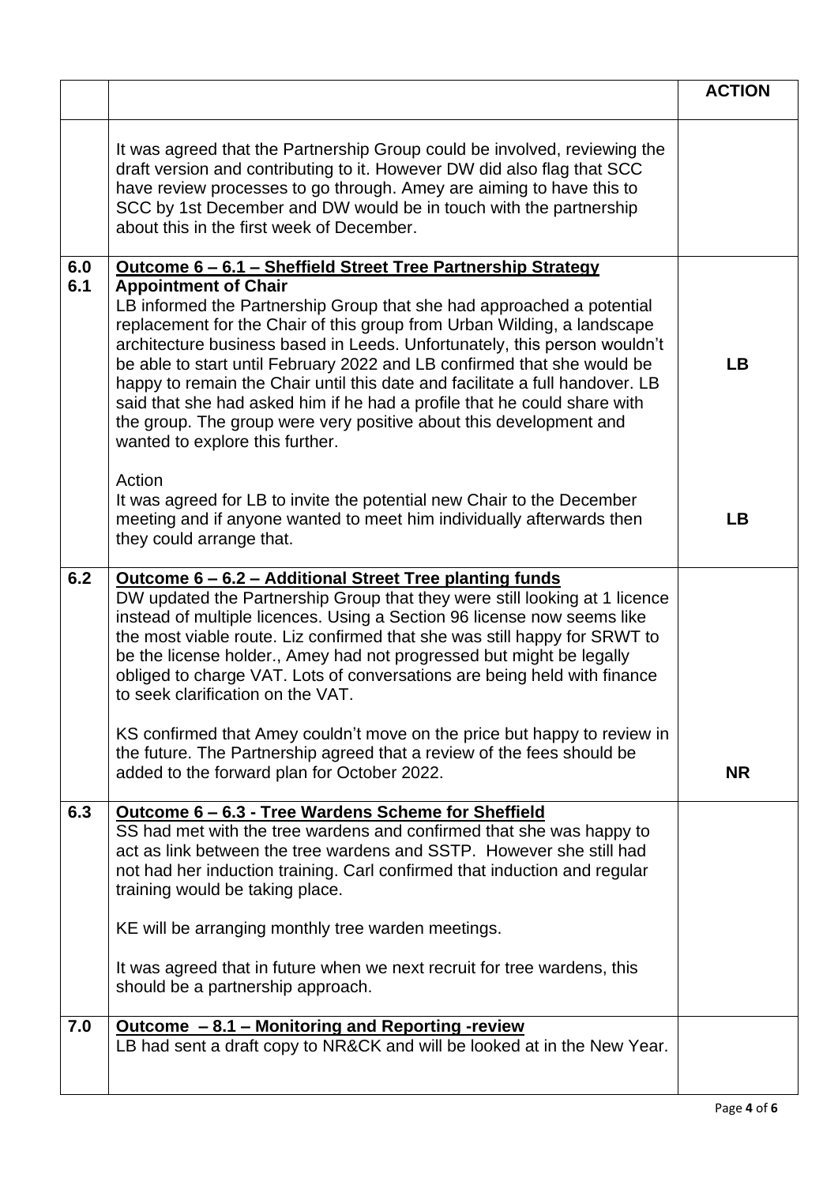| | | ACTION |
|---|---|---|
| | It was agreed that the Partnership Group could be involved, reviewing the draft version and contributing to it. However DW did also flag that SCC have review processes to go through. Amey are aiming to have this to SCC by 1st December and DW would be in touch with the partnership about this in the first week of December. | |
| 6.0<br>6.1 | **<u>Outcome 6 – 6.1 – Sheffield Street Tree Partnership Strategy</u>**<br>**Appointment of Chair**<br>LB informed the Partnership Group that she had approached a potential replacement for the Chair of this group from Urban Wilding, a landscape architecture business based in Leeds. Unfortunately, this person wouldn't be able to start until February 2022 and LB confirmed that she would be happy to remain the Chair until this date and facilitate a full handover. LB said that she had asked him if he had a profile that he could share with the group. The group were very positive about this development and wanted to explore this further.<br><br>Action<br>It was agreed for LB to invite the potential new Chair to the December meeting and if anyone wanted to meet him individually afterwards then they could arrange that. | **LB**<br><br><br>**LB** |
| 6.2 | **<u>Outcome 6 – 6.2 – Additional Street Tree planting funds</u>**<br>DW updated the Partnership Group that they were still looking at 1 licence instead of multiple licences. Using a Section 96 license now seems like the most viable route. Liz confirmed that she was still happy for SRWT to be the license holder., Amey had not progressed but might be legally obliged to charge VAT. Lots of conversations are being held with finance to seek clarification on the VAT.<br><br>KS confirmed that Amey couldn't move on the price but happy to review in the future. The Partnership agreed that a review of the fees should be added to the forward plan for October 2022. | <br><br><br><br><br>**NR** |
| 6.3 | **<u>Outcome 6 – 6.3 - Tree Wardens Scheme for Sheffield</u>**<br>SS had met with the tree wardens and confirmed that she was happy to act as link between the tree wardens and SSTP. However she still had not had her induction training. Carl confirmed that induction and regular training would be taking place.<br><br>KE will be arranging monthly tree warden meetings.<br><br>It was agreed that in future when we next recruit for tree wardens, this should be a partnership approach. | |
| 7.0 | **<u>Outcome – 8.1 – Monitoring and Reporting -review</u>**<br>LB had sent a draft copy to NR&CK and will be looked at in the New Year. | |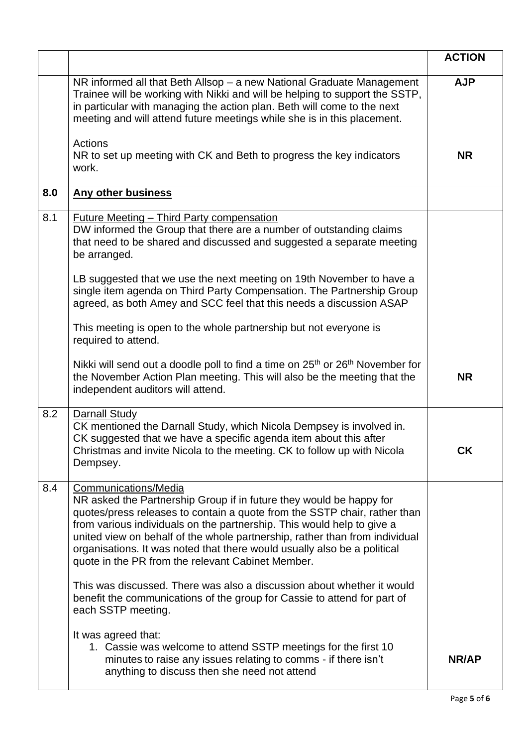|  |  | **ACTION** |
|---|---|---|
|  | NR informed all that Beth Allsop – a new National Graduate Management Trainee will be working with Nikki and will be helping to support the SSTP, in particular with managing the action plan. Beth will come to the next meeting and will attend future meetings while she is in this placement.<br><br>Actions<br>NR to set up meeting with CK and Beth to progress the key indicators work. | **AJP**<br><br><br><br><br>**NR** |
| **8.0** | <u>**Any other business**</u> |  |
| 8.1 | <u>Future Meeting – Third Party compensation</u><br>DW informed the Group that there are a number of outstanding claims that need to be shared and discussed and suggested a separate meeting be arranged.<br><br>LB suggested that we use the next meeting on 19th November to have a single item agenda on Third Party Compensation. The Partnership Group agreed, as both Amey and SCC feel that this needs a discussion ASAP<br><br>This meeting is open to the whole partnership but not everyone is required to attend.<br><br>Nikki will send out a doodle poll to find a time on 25th or 26th November for the November Action Plan meeting. This will also be the meeting that the independent auditors will attend. | <br><br><br><br><br><br><br><br><br><br><br>**NR** |
| 8.2 | <u>Darnall Study</u><br>CK mentioned the Darnall Study, which Nicola Dempsey is involved in. CK suggested that we have a specific agenda item about this after Christmas and invite Nicola to the meeting. CK to follow up with Nicola Dempsey. | <br><br><br>**CK** |
| 8.4 | <u>Communications/Media</u><br>NR asked the Partnership Group if in future they would be happy for quotes/press releases to contain a quote from the SSTP chair, rather than from various individuals on the partnership. This would help to give a united view on behalf of the whole partnership, rather than from individual organisations. It was noted that there would usually also be a political quote in the PR from the relevant Cabinet Member.<br><br>This was discussed. There was also a discussion about whether it would benefit the communications of the group for Cassie to attend for part of each SSTP meeting.<br><br>It was agreed that:<br>1. Cassie was welcome to attend SSTP meetings for the first 10 minutes to raise any issues relating to comms - if there isn't anything to discuss then she need not attend | <br><br><br><br><br><br><br><br><br><br><br><br><br>**NR/AP** |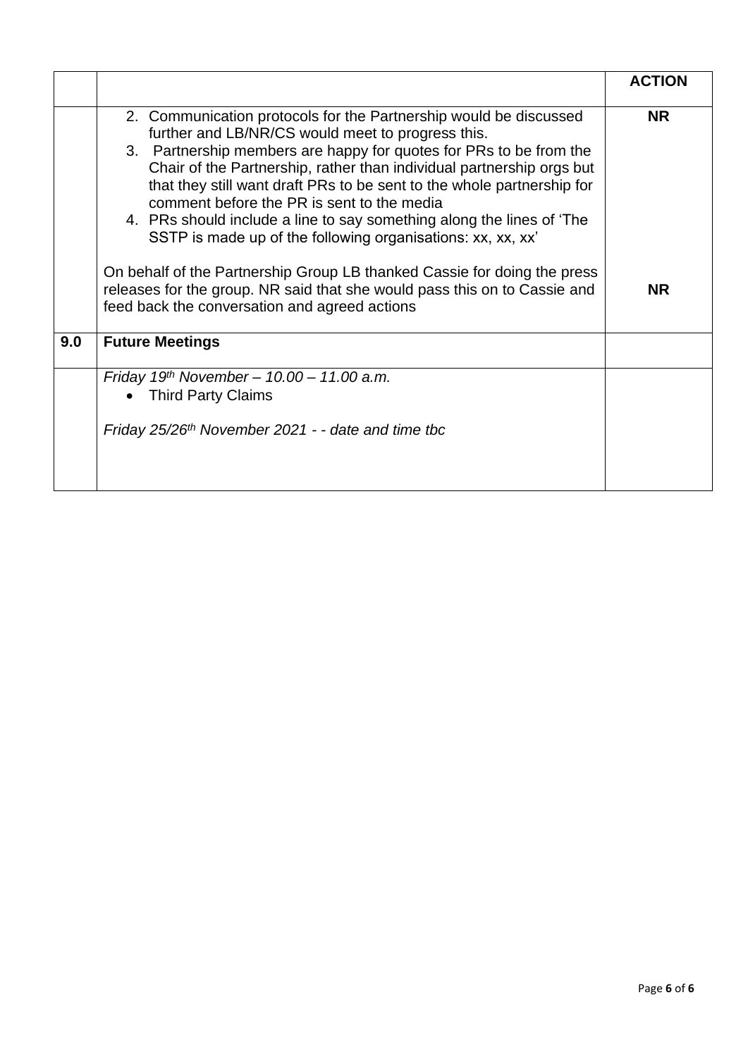| | | ACTION |
|---|---|---|
| | 2. Communication protocols for the Partnership would be discussed further and LB/NR/CS would meet to progress this.<br>3. Partnership members are happy for quotes for PRs to be from the Chair of the Partnership, rather than individual partnership orgs but that they still want draft PRs to be sent to the whole partnership for comment before the PR is sent to the media<br>4. PRs should include a line to say something along the lines of 'The SSTP is made up of the following organisations: xx, xx, xx' | **NR** |
| | On behalf of the Partnership Group LB thanked Cassie for doing the press releases for the group. NR said that she would pass this on to Cassie and feed back the conversation and agreed actions | **NR** |
| **9.0** | **Future Meetings** | |
| | *Friday 19th November – 10.00 – 11.00 a.m.*<br>• Third Party Claims<br><br>*Friday 25/26th November 2021 - - date and time tbc* | |